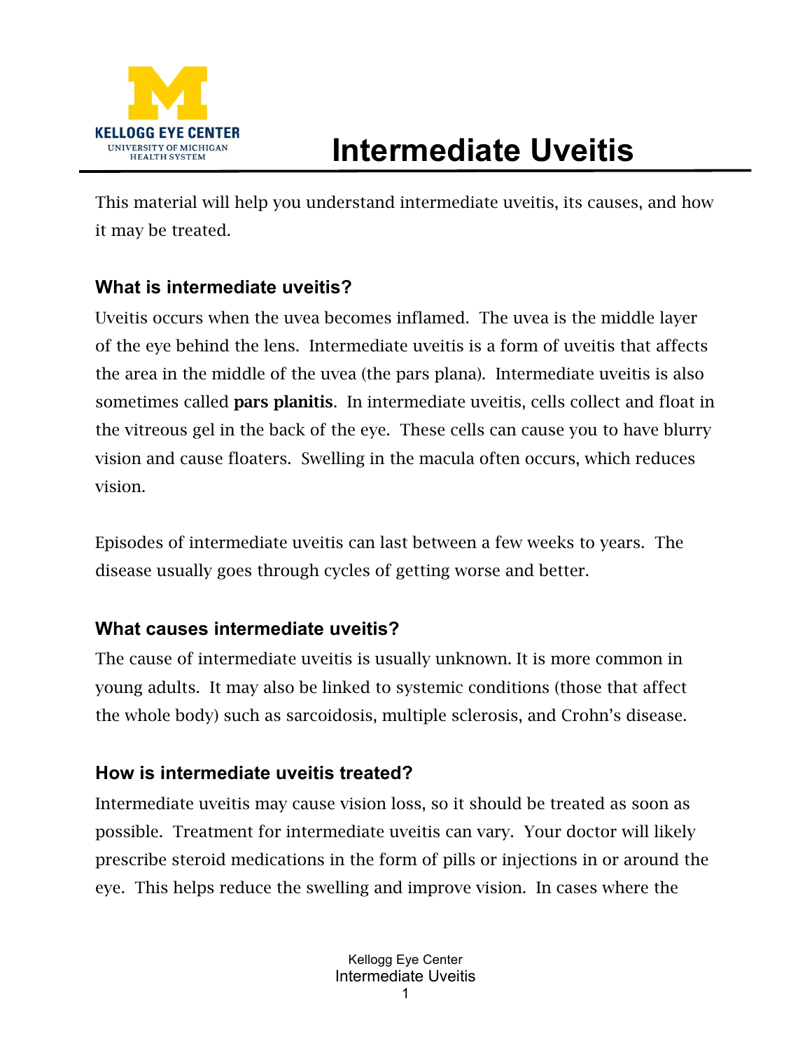KELLOGG EYE CENTER
UNIVERSITY OF MICHIGAN
HEALTH SYSTEM

# Intermediate Uveitis

This material will help you understand intermediate uveitis, its causes, and how it may be treated.

### What is intermediate uveitis?

Uveitis occurs when the uvea becomes inflamed. The uvea is the middle layer of the eye behind the lens. Intermediate uveitis is a form of uveitis that affects the area in the middle of the uvea (the pars plana). Intermediate uveitis is also sometimes called **pars planitis**. In intermediate uveitis, cells collect and float in the vitreous gel in the back of the eye. These cells can cause you to have blurry vision and cause floaters. Swelling in the macula often occurs, which reduces vision.

Episodes of intermediate uveitis can last between a few weeks to years. The disease usually goes through cycles of getting worse and better.

### What causes intermediate uveitis?

The cause of intermediate uveitis is usually unknown. It is more common in young adults. It may also be linked to systemic conditions (those that affect the whole body) such as sarcoidosis, multiple sclerosis, and Crohn's disease.

### How is intermediate uveitis treated?

Intermediate uveitis may cause vision loss, so it should be treated as soon as possible. Treatment for intermediate uveitis can vary. Your doctor will likely prescribe steroid medications in the form of pills or injections in or around the eye. This helps reduce the swelling and improve vision. In cases where the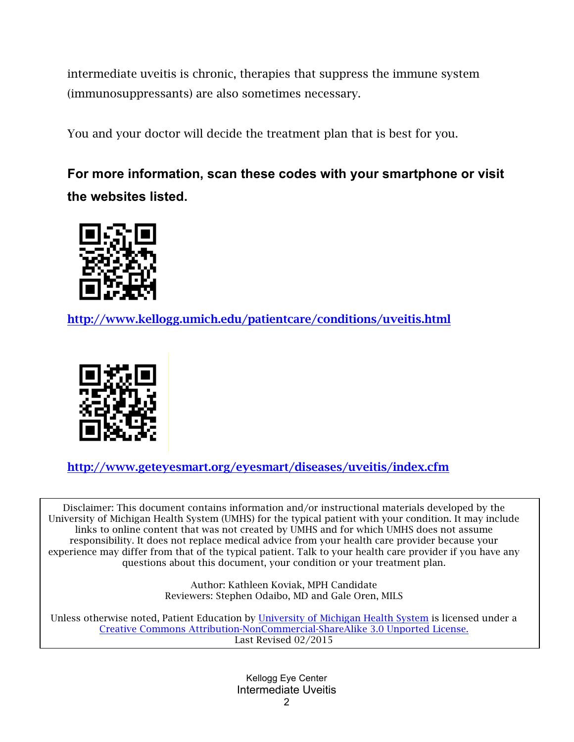intermediate uveitis is chronic, therapies that suppress the immune system (immunosuppressants) are also sometimes necessary.

You and your doctor will decide the treatment plan that is best for you.

**For more information, scan these codes with your smartphone or visit the websites listed.**

**http://www.kellogg.umich.edu/patientcare/conditions/uveitis.html**

**http://www.geteyesmart.org/eyesmart/diseases/uveitis/index.cfm**

Disclaimer: This document contains information and/or instructional materials developed by the University of Michigan Health System (UMHS) for the typical patient with your condition. It may include links to online content that was not created by UMHS and for which UMHS does not assume responsibility. It does not replace medical advice from your health care provider because your experience may differ from that of the typical patient. Talk to your health care provider if you have any questions about this document, your condition or your treatment plan.

Author: Kathleen Koviak, MPH Candidate
Reviewers: Stephen Odaibo, MD and Gale Oren, MILS

Unless otherwise noted, Patient Education by University of Michigan Health System is licensed under a Creative Commons Attribution-NonCommercial-ShareAlike 3.0 Unported License.
Last Revised 02/2015